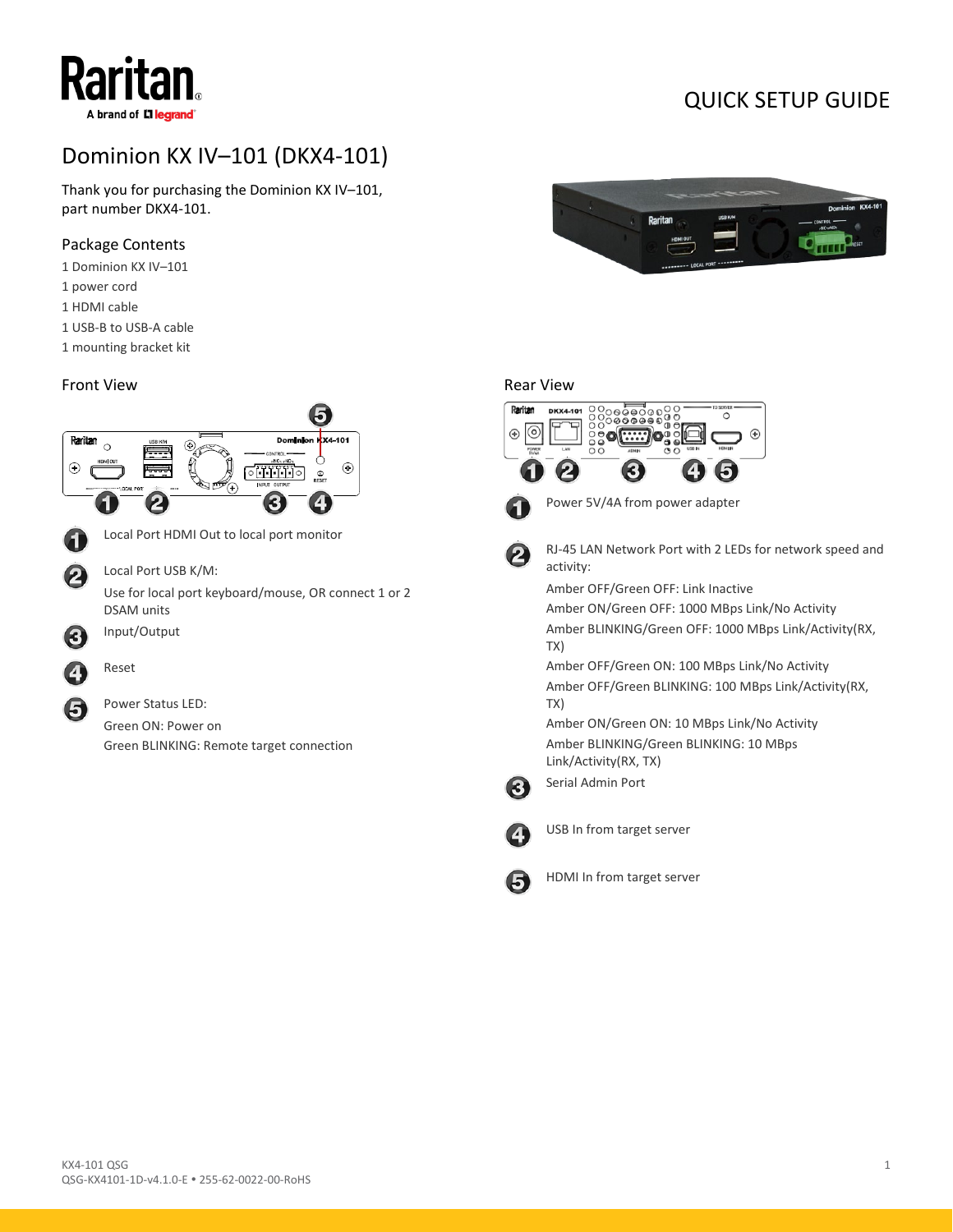# Dominion KX IV–101 (DKX4-101)

QUICK SETUP GUIDE

Thank you for purchasing the Dominion KX IV–101, part number DKX4-101.

## Package Contents

1 Dominion KX IV–101

1 power cord

1 HDMI cable

1 USB-B to USB-A cable

1 mounting bracket kit

## Front View

1. Local Port HDMI Out to local port monitor
2. Local Port USB K/M:
   Use for local port keyboard/mouse, OR connect 1 or 2 DSAM units
3. Input/Output
4. Reset
5. Power Status LED:
   Green ON: Power on
   Green BLINKING: Remote target connection

## Rear View

1. Power 5V/4A from power adapter
2. RJ-45 LAN Network Port with 2 LEDs for network speed and activity:
   Amber OFF/Green OFF: Link Inactive
   Amber ON/Green OFF: 1000 MBps Link/No Activity
   Amber BLINKING/Green OFF: 1000 MBps Link/Activity(RX, TX)
   Amber OFF/Green ON: 100 MBps Link/No Activity
   Amber OFF/Green BLINKING: 100 MBps Link/Activity(RX, TX)
   Amber ON/Green ON: 10 MBps Link/No Activity
   Amber BLINKING/Green BLINKING: 10 MBps Link/Activity(RX, TX)
3. Serial Admin Port
4. USB In from target server
5. HDMI In from target server

KX4-101 QSG
QSG-KX4101-1D-v4.1.0-E • 255-62-0022-00-RoHS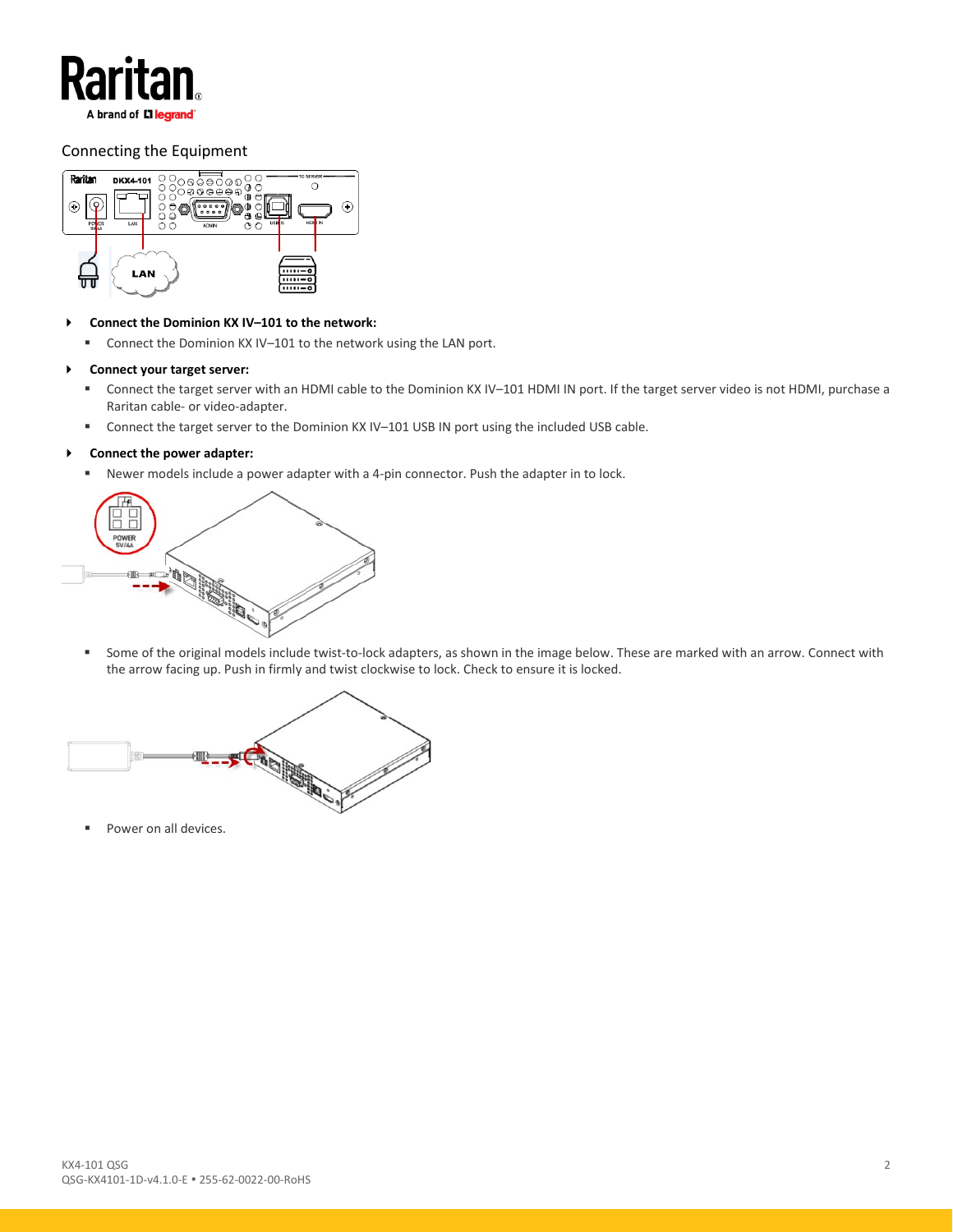## Connecting the Equipment

- **Connect the Dominion KX IV–101 to the network:**
  - Connect the Dominion KX IV–101 to the network using the LAN port.
- **Connect your target server:**
  - Connect the target server with an HDMI cable to the Dominion KX IV–101 HDMI IN port. If the target server video is not HDMI, purchase a Raritan cable- or video-adapter.
  - Connect the target server to the Dominion KX IV–101 USB IN port using the included USB cable.
- **Connect the power adapter:**
  - Newer models include a power adapter with a 4-pin connector. Push the adapter in to lock.
  - Some of the original models include twist-to-lock adapters, as shown in the image below. These are marked with an arrow. Connect with the arrow facing up. Push in firmly and twist clockwise to lock. Check to ensure it is locked.
  - Power on all devices.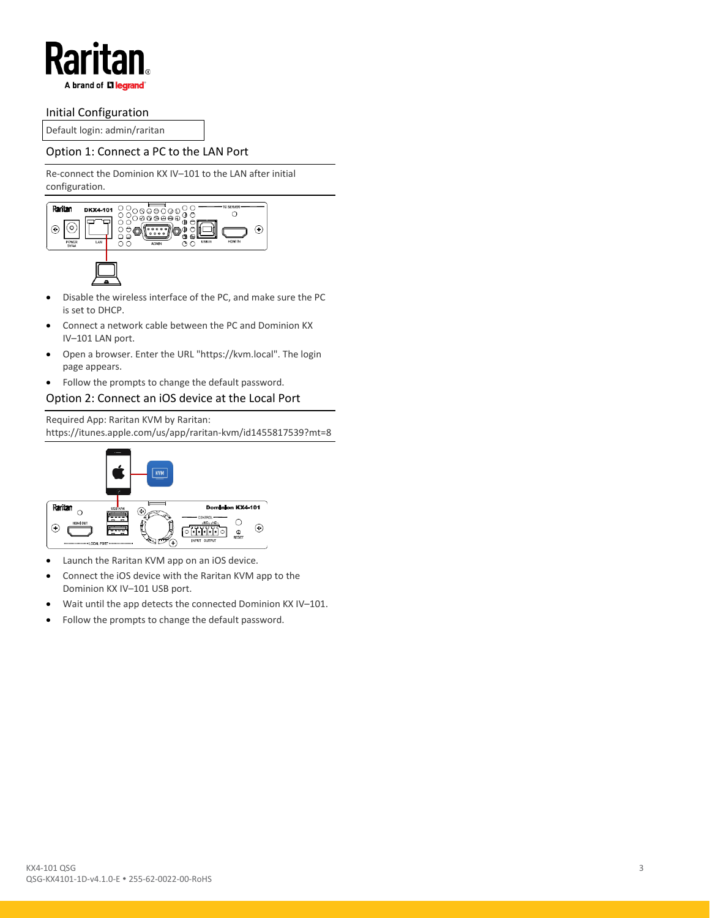## Initial Configuration

Default login: admin/raritan

### Option 1: Connect a PC to the LAN Port

Re-connect the Dominion KX IV–101 to the LAN after initial configuration.

- Disable the wireless interface of the PC, and make sure the PC is set to DHCP.
- Connect a network cable between the PC and Dominion KX IV–101 LAN port.
- Open a browser. Enter the URL "https://kvm.local". The login page appears.
- Follow the prompts to change the default password.

### Option 2: Connect an iOS device at the Local Port

Required App: Raritan KVM by Raritan:
https://itunes.apple.com/us/app/raritan-kvm/id1455817539?mt=8

- Launch the Raritan KVM app on an iOS device.
- Connect the iOS device with the Raritan KVM app to the Dominion KX IV–101 USB port.
- Wait until the app detects the connected Dominion KX IV–101.
- Follow the prompts to change the default password.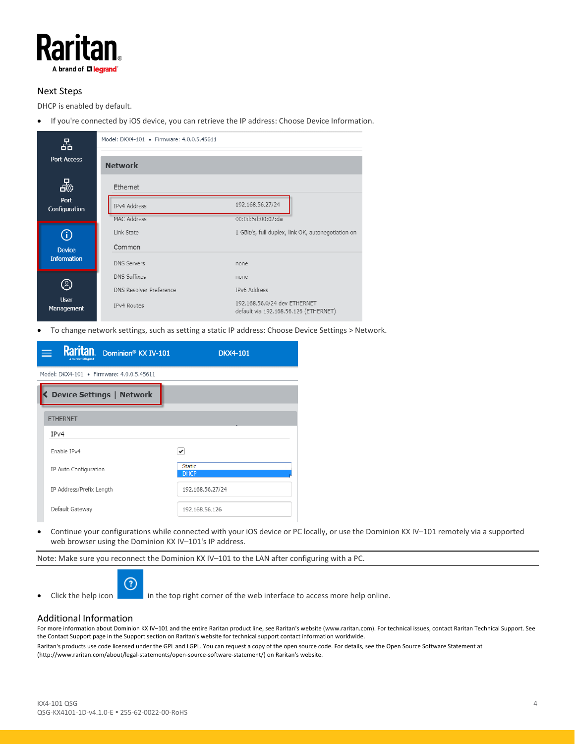## Next Steps

DHCP is enabled by default.

- If you're connected by iOS device, you can retrieve the IP address: Choose Device Information.

- To change network settings, such as setting a static IP address: Choose Device Settings > Network.

- Continue your configurations while connected with your iOS device or PC locally, or use the Dominion KX IV–101 remotely via a supported web browser using the Dominion KX IV–101's IP address.

Note: Make sure you reconnect the Dominion KX IV–101 to the LAN after configuring with a PC.

- Click the help icon in the top right corner of the web interface to access more help online.

## Additional Information

For more information about Dominion KX IV–101 and the entire Raritan product line, see Raritan's website (www.raritan.com). For technical issues, contact Raritan Technical Support. See the Contact Support page in the Support section on Raritan's website for technical support contact information worldwide.

Raritan's products use code licensed under the GPL and LGPL. You can request a copy of the open source code. For details, see the Open Source Software Statement at (http://www.raritan.com/about/legal-statements/open-source-software-statement/) on Raritan's website.

KX4-101 QSG
QSG-KX4101-1D-v4.1.0-E • 255-62-0022-00-RoHS